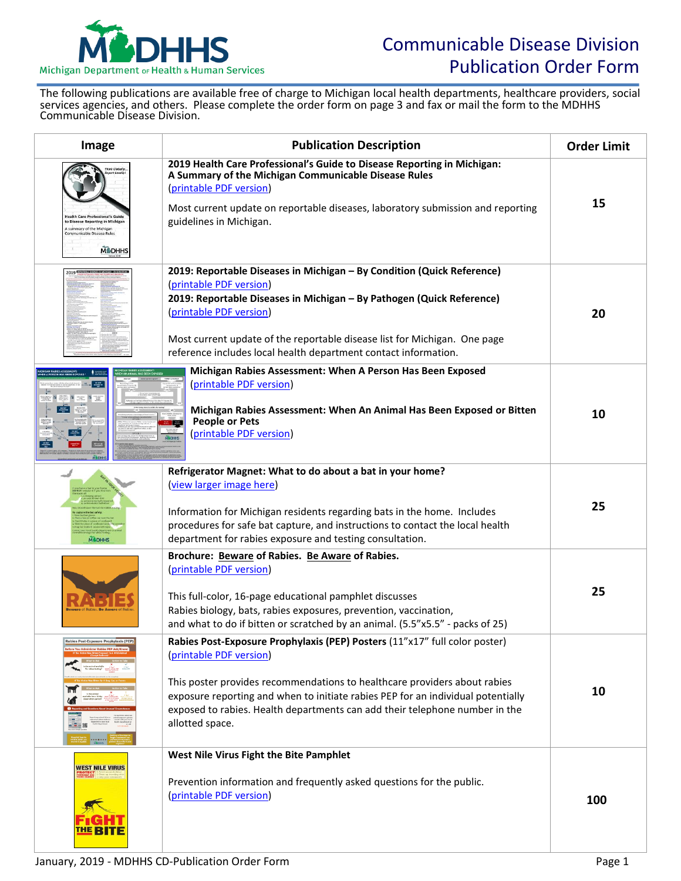# Communicable Disease Division Publication Order Form

Michigan Department of Health & Human Services

The following publications are available free of charge to Michigan local health departments, healthcare providers, social services agencies, and others. Please complete the order form on page 3 and fax or mail the form to the MDHHS Communicable Disease Division.

| Image | Publication Description | Order Limit |
|---|---|---|
| | **2019 Health Care Professional's Guide to Disease Reporting in Michigan: A Summary of the Michigan Communicable Disease Rules** (printable PDF version)<br><br>Most current update on reportable diseases, laboratory submission and reporting guidelines in Michigan. | **15** |
| | **2019: Reportable Diseases in Michigan – By Condition (Quick Reference)** (printable PDF version)<br>**2019: Reportable Diseases in Michigan – By Pathogen (Quick Reference)** (printable PDF version)<br><br>Most current update of the reportable disease list for Michigan. One page reference includes local health department contact information. | **20** |
| | **Michigan Rabies Assessment: When A Person Has Been Exposed** (printable PDF version)<br><br>**Michigan Rabies Assessment: When An Animal Has Been Exposed or Bitten People or Pets** (printable PDF version) | **10** |
| | **Refrigerator Magnet: What to do about a bat in your home?** (view larger image here)<br><br>Information for Michigan residents regarding bats in the home. Includes procedures for safe bat capture, and instructions to contact the local health department for rabies exposure and testing consultation. | **25** |
| | **Brochure: <u>Beware</u> of Rabies. <u>Be Aware</u> of Rabies.** (printable PDF version)<br><br>This full-color, 16-page educational pamphlet discusses Rabies biology, bats, rabies exposures, prevention, vaccination, and what to do if bitten or scratched by an animal. (5.5"x5.5" - packs of 25) | **25** |
| | **Rabies Post-Exposure Prophylaxis (PEP) Posters** (11"x17" full color poster) (printable PDF version)<br><br>This poster provides recommendations to healthcare providers about rabies exposure reporting and when to initiate rabies PEP for an individual potentially exposed to rabies. Health departments can add their telephone number in the allotted space. | **10** |
| | **West Nile Virus Fight the Bite Pamphlet**<br><br>Prevention information and frequently asked questions for the public. (printable PDF version) | **100** |

January, 2019 - MDHHS CD-Publication Order Form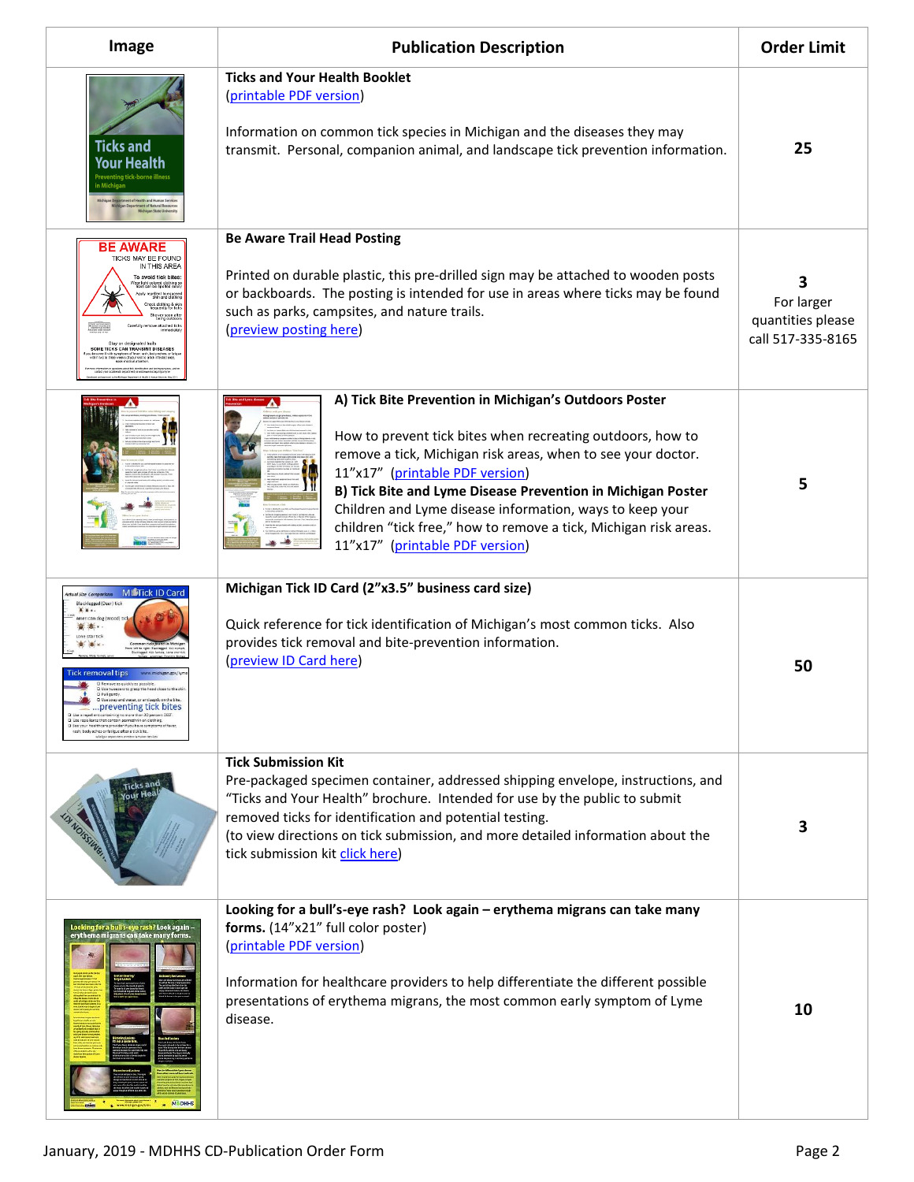| Image | Publication Description | Order Limit |
|---|---|---|
| | **Ticks and Your Health Booklet**<br>(printable PDF version)<br><br>Information on common tick species in Michigan and the diseases they may transmit. Personal, companion animal, and landscape tick prevention information. | **25** |
| | **Be Aware Trail Head Posting**<br><br>Printed on durable plastic, this pre-drilled sign may be attached to wooden posts or backboards. The posting is intended for use in areas where ticks may be found such as parks, campsites, and nature trails.<br>(preview posting here) | **3**<br>For larger quantities please call 517-335-8165 |
| | **A) Tick Bite Prevention in Michigan's Outdoors Poster**<br><br>How to prevent tick bites when recreating outdoors, how to remove a tick, Michigan risk areas, when to see your doctor. 11"x17" (printable PDF version)<br>**B) Tick Bite and Lyme Disease Prevention in Michigan Poster**<br>Children and Lyme disease information, ways to keep your children "tick free," how to remove a tick, Michigan risk areas. 11"x17" (printable PDF version) | **5** |
| | **Michigan Tick ID Card (2"x3.5" business card size)**<br><br>Quick reference for tick identification of Michigan's most common ticks. Also provides tick removal and bite-prevention information.<br>(preview ID Card here) | **50** |
| | **Tick Submission Kit**<br>Pre-packaged specimen container, addressed shipping envelope, instructions, and "Ticks and Your Health" brochure. Intended for use by the public to submit removed ticks for identification and potential testing.<br>(to view directions on tick submission, and more detailed information about the tick submission kit click here) | **3** |
| | **Looking for a bull's-eye rash? Look again – erythema migrans can take many forms.** (14"x21" full color poster)<br>(printable PDF version)<br><br>Information for healthcare providers to help differentiate the different possible presentations of erythema migrans, the most common early symptom of Lyme disease. | **10** |

January, 2019 - MDHHS CD-Publication Order Form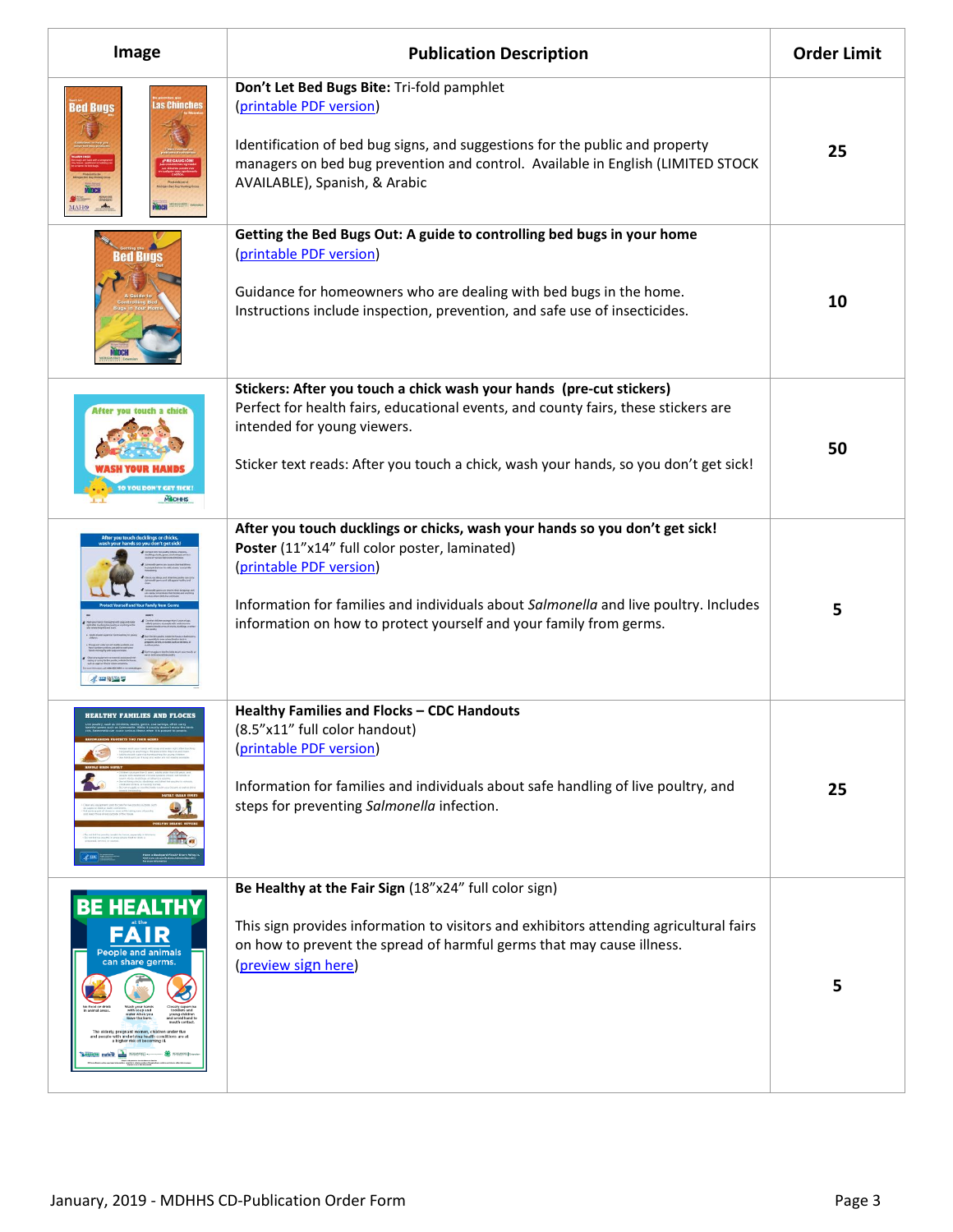| Image | Publication Description | Order Limit |
|---|---|---|
| | **Don't Let Bed Bugs Bite:** Tri-fold pamphlet (printable PDF version)<br><br>Identification of bed bug signs, and suggestions for the public and property managers on bed bug prevention and control. Available in English (LIMITED STOCK AVAILABLE), Spanish, & Arabic | **25** |
| | **Getting the Bed Bugs Out: A guide to controlling bed bugs in your home** (printable PDF version)<br><br>Guidance for homeowners who are dealing with bed bugs in the home. Instructions include inspection, prevention, and safe use of insecticides. | **10** |
| | **Stickers: After you touch a chick wash your hands (pre-cut stickers)**<br>Perfect for health fairs, educational events, and county fairs, these stickers are intended for young viewers.<br><br>Sticker text reads: After you touch a chick, wash your hands, so you don't get sick! | **50** |
| | **After you touch ducklings or chicks, wash your hands so you don't get sick! Poster** (11"x14" full color poster, laminated)<br>(printable PDF version)<br><br>Information for families and individuals about *Salmonella* and live poultry. Includes information on how to protect yourself and your family from germs. | **5** |
| | **Healthy Families and Flocks – CDC Handouts**<br>(8.5"x11" full color handout)<br>(printable PDF version)<br><br>Information for families and individuals about safe handling of live poultry, and steps for preventing *Salmonella* infection. | **25** |
| | **Be Healthy at the Fair Sign** (18"x24" full color sign)<br><br>This sign provides information to visitors and exhibitors attending agricultural fairs on how to prevent the spread of harmful germs that may cause illness.<br>(preview sign here) | **5** |

January, 2019 - MDHHS CD-Publication Order Form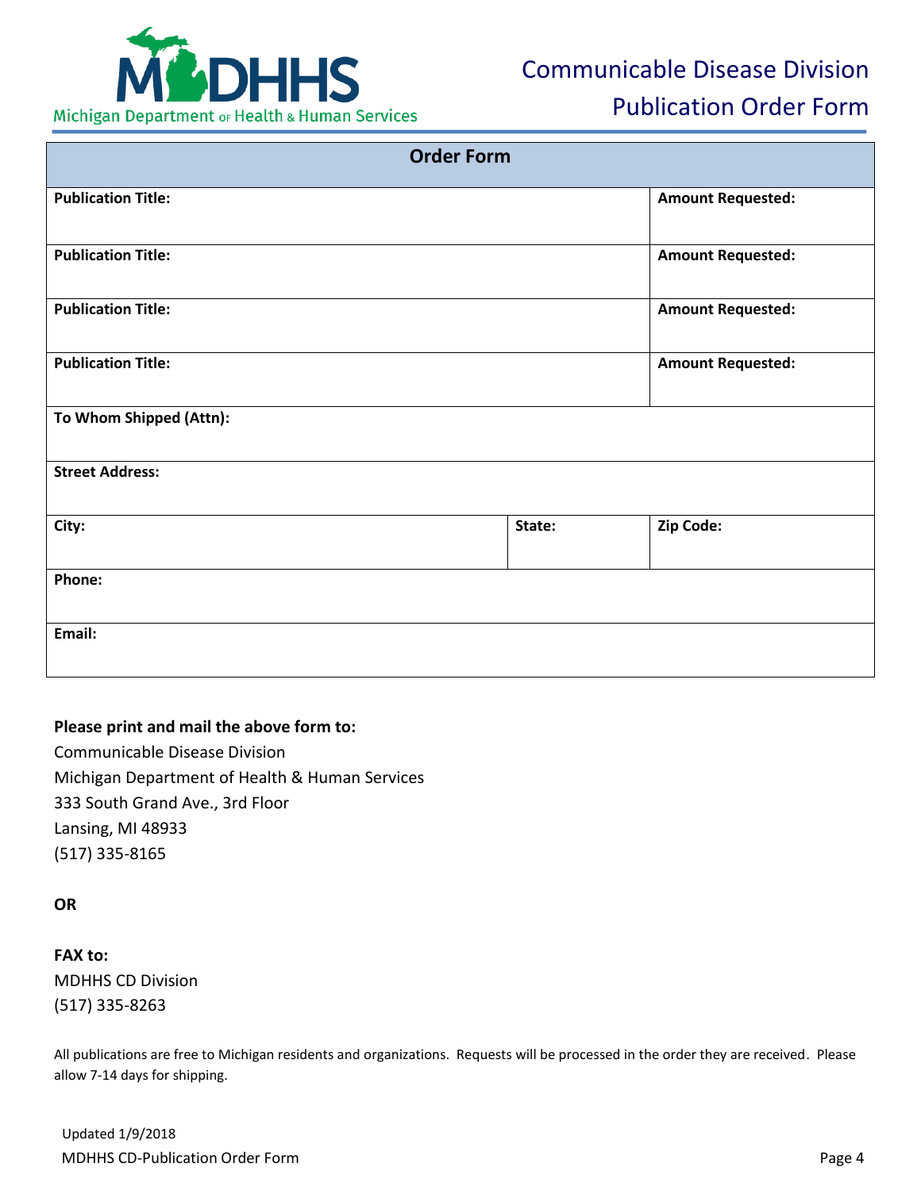Michigan Department of Health & Human Services

# Communicable Disease Division
# Publication Order Form

| Order Form | | |
|---|---|---|
| **Publication Title:** | | **Amount Requested:** |
| **Publication Title:** | | **Amount Requested:** |
| **Publication Title:** | | **Amount Requested:** |
| **Publication Title:** | | **Amount Requested:** |
| **To Whom Shipped (Attn):** | | |
| **Street Address:** | | |
| **City:** | **State:** | **Zip Code:** |
| **Phone:** | | |
| **Email:** | | |

**Please print and mail the above form to:**
Communicable Disease Division
Michigan Department of Health & Human Services
333 South Grand Ave., 3rd Floor
Lansing, MI 48933
(517) 335-8165

**OR**

**FAX to:**
MDHHS CD Division
(517) 335-8263

All publications are free to Michigan residents and organizations. Requests will be processed in the order they are received. Please allow 7-14 days for shipping.

Updated 1/9/2018
MDHHS CD-Publication Order Form